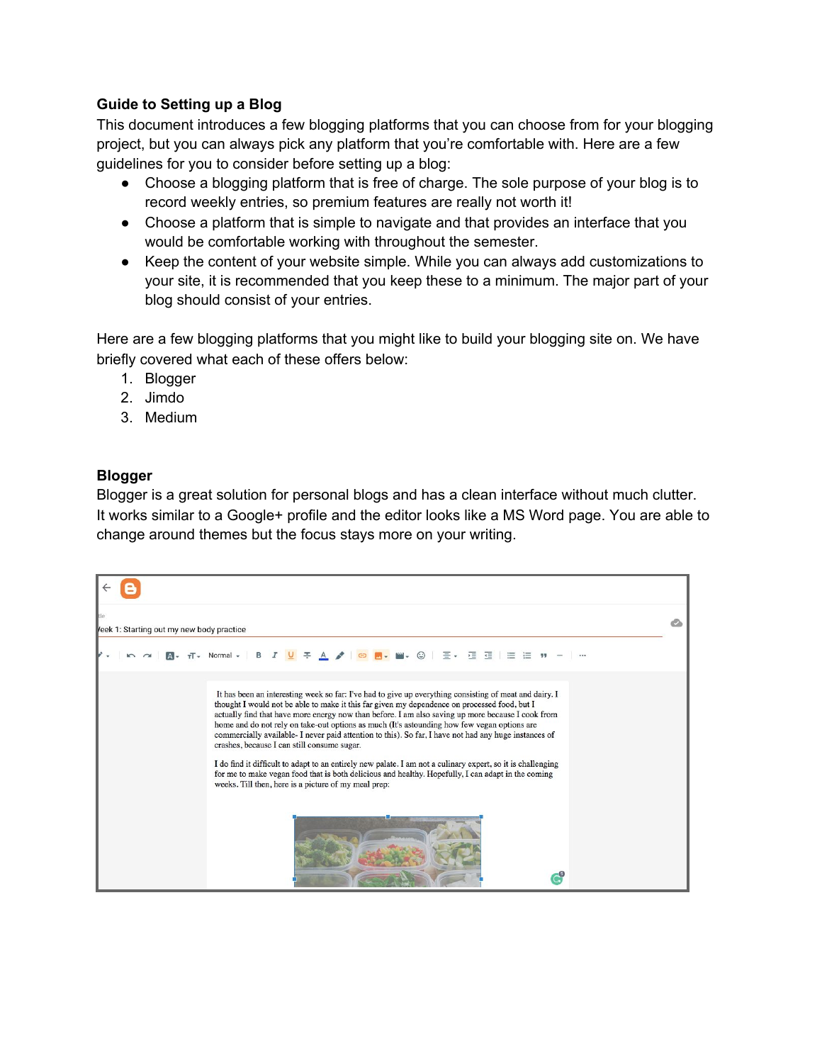**Guide to Setting up a Blog**

This document introduces a few blogging platforms that you can choose from for your blogging project, but you can always pick any platform that you're comfortable with. Here are a few guidelines for you to consider before setting up a blog:

- Choose a blogging platform that is free of charge. The sole purpose of your blog is to record weekly entries, so premium features are really not worth it!
- Choose a platform that is simple to navigate and that provides an interface that you would be comfortable working with throughout the semester.
- Keep the content of your website simple. While you can always add customizations to your site, it is recommended that you keep these to a minimum. The major part of your blog should consist of your entries.

Here are a few blogging platforms that you might like to build your blogging site on. We have briefly covered what each of these offers below:

1. Blogger
2. Jimdo
3. Medium

**Blogger**

Blogger is a great solution for personal blogs and has a clean interface without much clutter. It works similar to a Google+ profile and the editor looks like a MS Word page. You are able to change around themes but the focus stays more on your writing.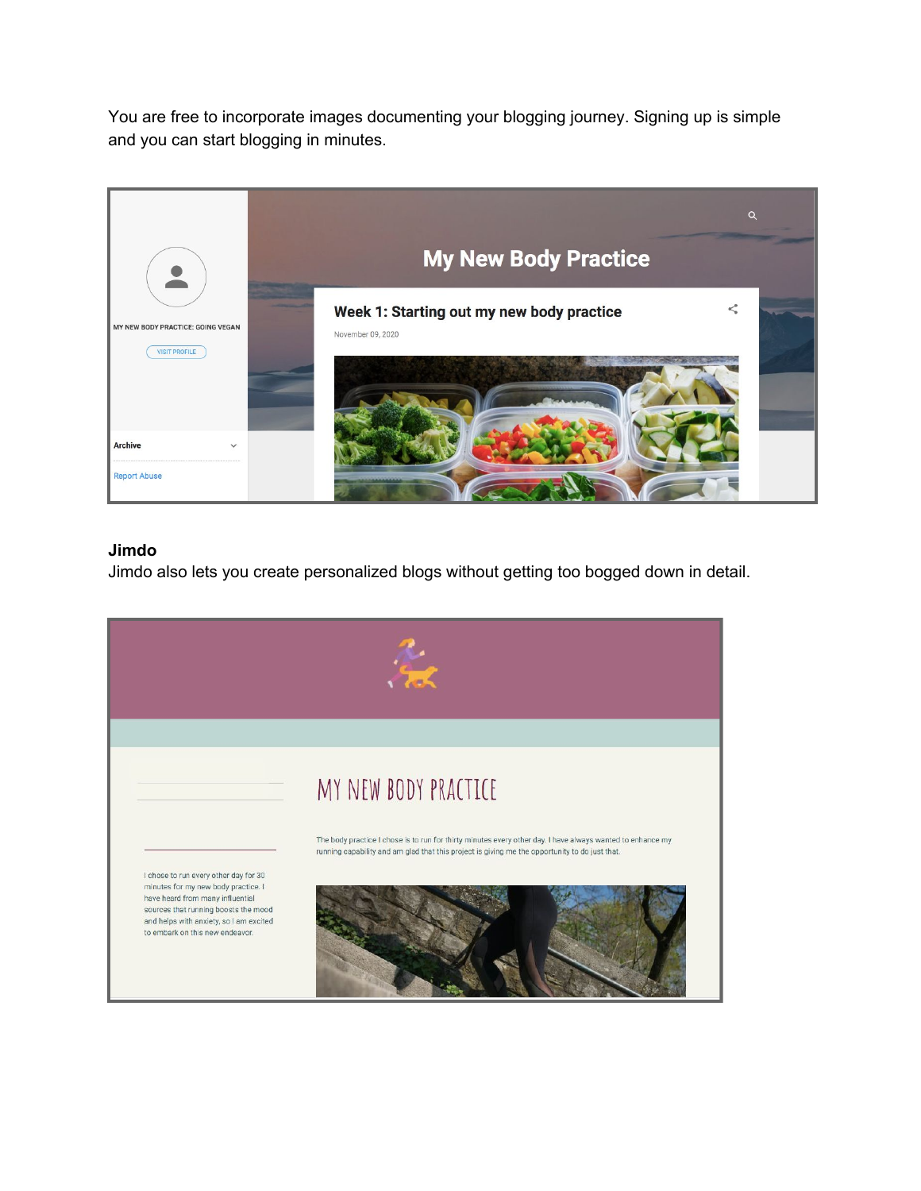You are free to incorporate images documenting your blogging journey. Signing up is simple and you can start blogging in minutes.

**Jimdo**

Jimdo also lets you create personalized blogs without getting too bogged down in detail.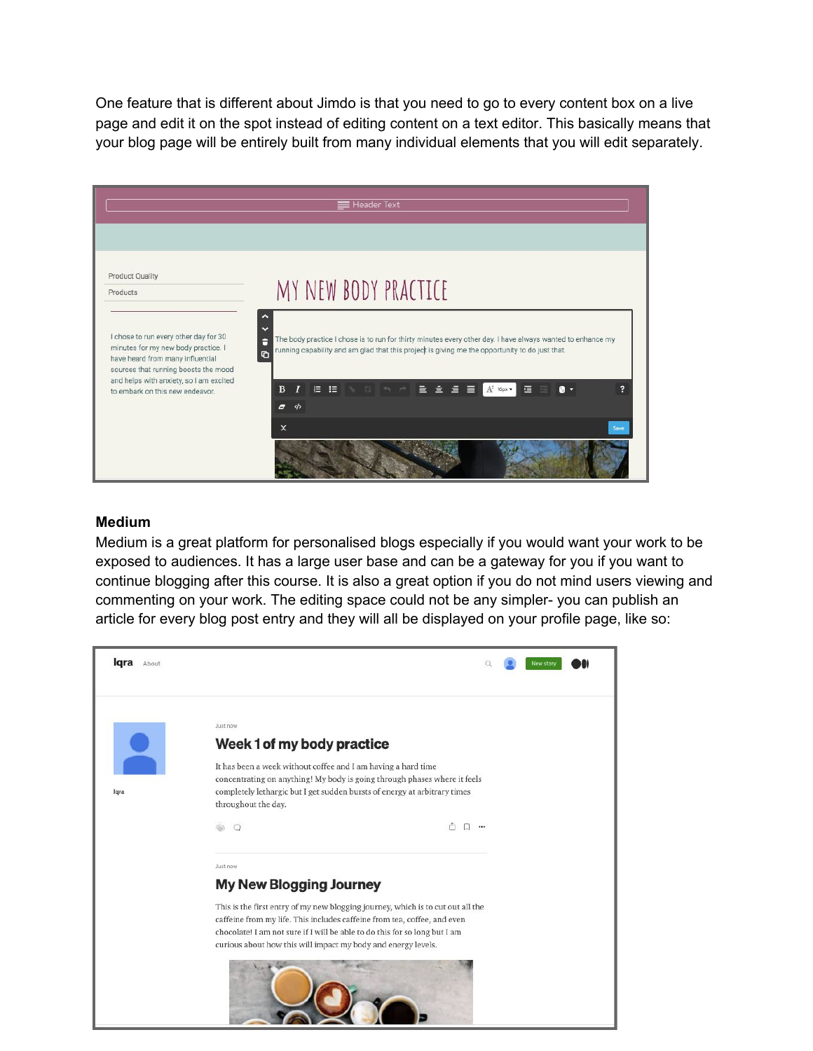One feature that is different about Jimdo is that you need to go to every content box on a live page and edit it on the spot instead of editing content on a text editor. This basically means that your blog page will be entirely built from many individual elements that you will edit separately.

**Medium**

Medium is a great platform for personalised blogs especially if you would want your work to be exposed to audiences. It has a large user base and can be a gateway for you if you want to continue blogging after this course. It is also a great option if you do not mind users viewing and commenting on your work. The editing space could not be any simpler- you can publish an article for every blog post entry and they will all be displayed on your profile page, like so: